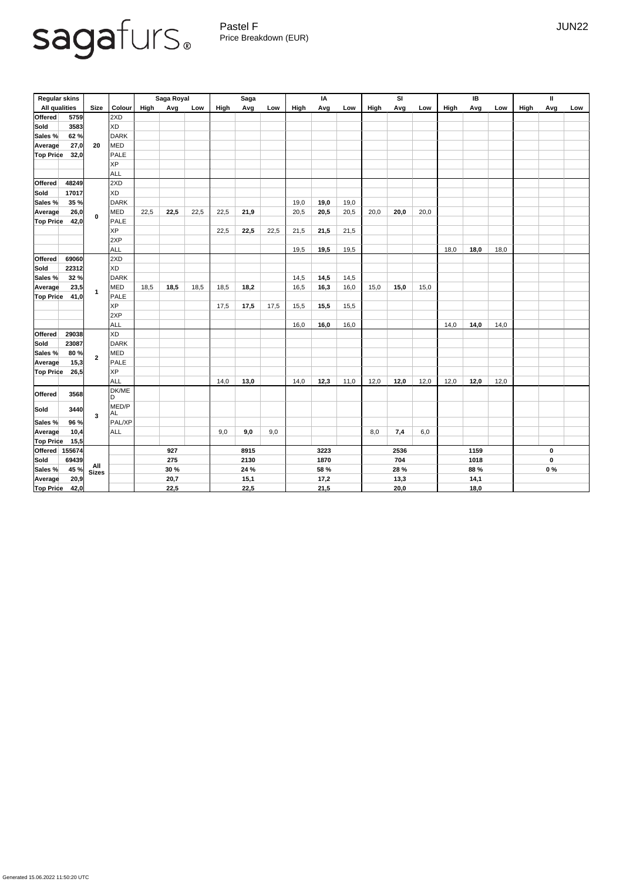# sagafurs

Pastel F
Price Breakdown (EUR)

JUN22

| Regular skins | | Size | Colour | Saga Royal | | | Saga | | | IA | | | SI | | | IB | | | II | | |
|---|---|---|---|---|---|---|---|---|---|---|---|---|---|---|---|---|---|---|---|---|---|
| All qualities | | | | High | Avg | Low | High | Avg | Low | High | Avg | Low | High | Avg | Low | High | Avg | Low | High | Avg | Low |
| Offered | 5759 | 20 | 2XD | | | | | | | | | | | | | | | | | | |
| Sold | 3583 | | XD | | | | | | | | | | | | | | | | | | |
| Sales % | 62 % | | DARK | | | | | | | | | | | | | | | | | | |
| Average | 27,0 | | MED | | | | | | | | | | | | | | | | | | |
| Top Price | 32,0 | | PALE | | | | | | | | | | | | | | | | | | |
| | | | XP | | | | | | | | | | | | | | | | | | |
| | | | ALL | | | | | | | | | | | | | | | | | | |
| Offered | 48249 | 0 | 2XD | | | | | | | | | | | | | | | | | | |
| Sold | 17017 | | XD | | | | | | | | | | | | | | | | | | |
| Sales % | 35 % | | DARK | | | | | | | 19,0 | **19,0** | 19,0 | | | | | | | | | |
| Average | 26,0 | | MED | 22,5 | **22,5** | 22,5 | 22,5 | **21,9** | | 20,5 | **20,5** | 20,5 | 20,0 | **20,0** | 20,0 | | | | | | |
| Top Price | 42,0 | | PALE | | | | | | | | | | | | | | | | | | |
| | | | XP | | | | 22,5 | **22,5** | 22,5 | 21,5 | **21,5** | 21,5 | | | | | | | | | |
| | | | 2XP | | | | | | | | | | | | | | | | | | |
| | | | ALL | | | | | | | 19,5 | **19,5** | 19,5 | | | | 18,0 | **18,0** | 18,0 | | | |
| Offered | 69060 | 1 | 2XD | | | | | | | | | | | | | | | | | | |
| Sold | 22312 | | XD | | | | | | | | | | | | | | | | | | |
| Sales % | 32 % | | DARK | | | | | | | 14,5 | **14,5** | 14,5 | | | | | | | | | |
| Average | 23,5 | | MED | 18,5 | **18,5** | 18,5 | 18,5 | **18,2** | | 16,5 | **16,3** | 16,0 | 15,0 | **15,0** | 15,0 | | | | | | |
| Top Price | 41,0 | | PALE | | | | | | | | | | | | | | | | | | |
| | | | XP | | | | 17,5 | **17,5** | 17,5 | 15,5 | **15,5** | 15,5 | | | | | | | | | |
| | | | 2XP | | | | | | | | | | | | | | | | | | |
| | | | ALL | | | | | | | 16,0 | **16,0** | 16,0 | | | | 14,0 | **14,0** | 14,0 | | | |
| Offered | 29038 | 2 | XD | | | | | | | | | | | | | | | | | | |
| Sold | 23087 | | DARK | | | | | | | | | | | | | | | | | | |
| Sales % | 80 % | | MED | | | | | | | | | | | | | | | | | | |
| Average | 15,3 | | PALE | | | | | | | | | | | | | | | | | | |
| Top Price | 26,5 | | XP | | | | | | | | | | | | | | | | | | |
| | | | ALL | | | | 14,0 | **13,0** | | 14,0 | **12,3** | 11,0 | 12,0 | **12,0** | 12,0 | 12,0 | **12,0** | 12,0 | | | |
| Offered | 3568 | 3 | DK/MED | | | | | | | | | | | | | | | | | | |
| Sold | 3440 | | MED/PAL | | | | | | | | | | | | | | | | | | |
| Sales % | 96 % | | PAL/XP | | | | | | | | | | | | | | | | | | |
| Average | 10,4 | | ALL | | | | 9,0 | **9,0** | 9,0 | | | | 8,0 | **7,4** | 6,0 | | | | | | |
| Top Price | 15,5 | | | | | | | | | | | | | | | | | | | | |
| Offered | 155674 | All Sizes | | | **927** | | | **8915** | | | **3223** | | | **2536** | | | **1159** | | | **0** | |
| Sold | 69439 | | | | **275** | | | **2130** | | | **1870** | | | **704** | | | **1018** | | | **0** | |
| Sales % | 45 % | | | | **30 %** | | | **24 %** | | | **58 %** | | | **28 %** | | | **88 %** | | | **0 %** | |
| Average | 20,9 | | | | **20,7** | | | **15,1** | | | **17,2** | | | **13,3** | | | **14,1** | | | | |
| Top Price | 42,0 | | | | **22,5** | | | **22,5** | | | **21,5** | | | **20,0** | | | **18,0** | | | | |

Generated 15.06.2022 11:50:20 UTC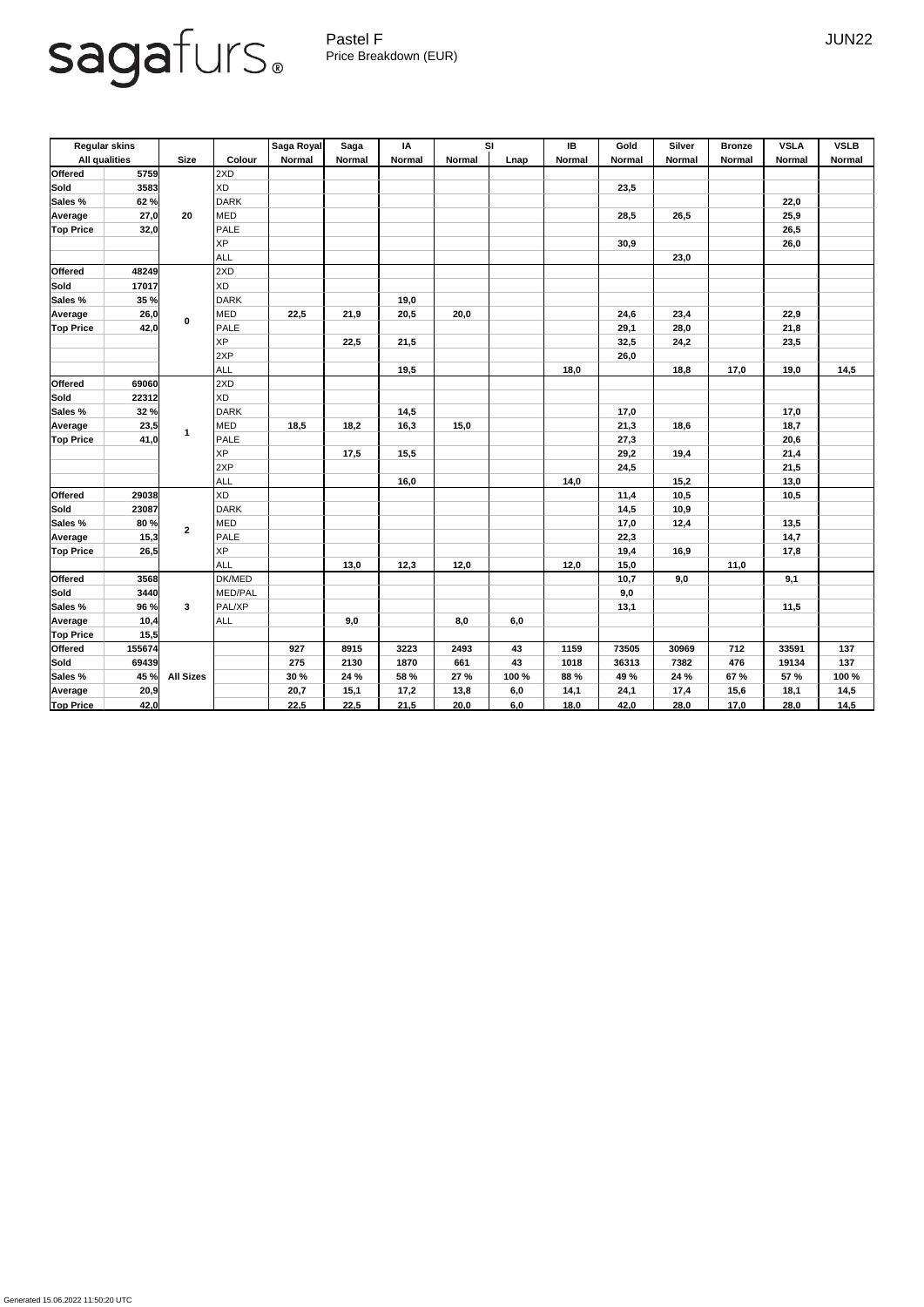# sagafurs

Pastel F
Price Breakdown (EUR)

JUN22

| Regular skins | | | | Saga Royal | Saga | IA | SI | | IB | Gold | Silver | Bronze | VSLA | VSLB |
|---|---|---|---|---|---|---|---|---|---|---|---|---|---|---|
| All qualities | | Size | Colour | Normal | Normal | Normal | Normal | Lnap | Normal | Normal | Normal | Normal | Normal | Normal |
| Offered | 5759 | 20 | 2XD | | | | | | | | | | | |
| Sold | 3583 | | XD | | | | | | | 23,5 | | | | |
| Sales % | 62 % | | DARK | | | | | | | | | | 22,0 | |
| Average | 27,0 | | MED | | | | | | | 28,5 | 26,5 | | 25,9 | |
| Top Price | 32,0 | | PALE | | | | | | | | | | 26,5 | |
| | | | XP | | | | | | | 30,9 | | | 26,0 | |
| | | | ALL | | | | | | | | 23,0 | | | |
| Offered | 48249 | 0 | 2XD | | | | | | | | | | | |
| Sold | 17017 | | XD | | | | | | | | | | | |
| Sales % | 35 % | | DARK | | | 19,0 | | | | | | | | |
| Average | 26,0 | | MED | 22,5 | 21,9 | 20,5 | 20,0 | | | 24,6 | 23,4 | | 22,9 | |
| Top Price | 42,0 | | PALE | | | | | | | 29,1 | 28,0 | | 21,8 | |
| | | | XP | | 22,5 | 21,5 | | | | 32,5 | 24,2 | | 23,5 | |
| | | | 2XP | | | | | | | 26,0 | | | | |
| | | | ALL | | | 19,5 | | | 18,0 | | 18,8 | 17,0 | 19,0 | 14,5 |
| Offered | 69060 | 1 | 2XD | | | | | | | | | | | |
| Sold | 22312 | | XD | | | | | | | | | | | |
| Sales % | 32 % | | DARK | | | 14,5 | | | | 17,0 | | | 17,0 | |
| Average | 23,5 | | MED | 18,5 | 18,2 | 16,3 | 15,0 | | | 21,3 | 18,6 | | 18,7 | |
| Top Price | 41,0 | | PALE | | | | | | | 27,3 | | | 20,6 | |
| | | | XP | | 17,5 | 15,5 | | | | 29,2 | 19,4 | | 21,4 | |
| | | | 2XP | | | | | | | 24,5 | | | 21,5 | |
| | | | ALL | | | 16,0 | | | 14,0 | | 15,2 | | 13,0 | |
| Offered | 29038 | 2 | XD | | | | | | | 11,4 | 10,5 | | 10,5 | |
| Sold | 23087 | | DARK | | | | | | | 14,5 | 10,9 | | | |
| Sales % | 80 % | | MED | | | | | | | 17,0 | 12,4 | | 13,5 | |
| Average | 15,3 | | PALE | | | | | | | 22,3 | | | 14,7 | |
| Top Price | 26,5 | | XP | | | | | | | 19,4 | 16,9 | | 17,8 | |
| | | | ALL | | 13,0 | 12,3 | 12,0 | | 12,0 | 15,0 | | 11,0 | | |
| Offered | 3568 | 3 | DK/MED | | | | | | | 10,7 | 9,0 | | 9,1 | |
| Sold | 3440 | | MED/PAL | | | | | | | 9,0 | | | | |
| Sales % | 96 % | | PAL/XP | | | | | | | 13,1 | | | 11,5 | |
| Average | 10,4 | | ALL | | 9,0 | | 8,0 | 6,0 | | | | | | |
| Top Price | 15,5 | | | | | | | | | | | | | |
| Offered | 155674 | All Sizes | | 927 | 8915 | 3223 | 2493 | 43 | 1159 | 73505 | 30969 | 712 | 33591 | 137 |
| Sold | 69439 | | | 275 | 2130 | 1870 | 661 | 43 | 1018 | 36313 | 7382 | 476 | 19134 | 137 |
| Sales % | 45 % | | | 30 % | 24 % | 58 % | 27 % | 100 % | 88 % | 49 % | 24 % | 67 % | 57 % | 100 % |
| Average | 20,9 | | | 20,7 | 15,1 | 17,2 | 13,8 | 6,0 | 14,1 | 24,1 | 17,4 | 15,6 | 18,1 | 14,5 |
| Top Price | 42,0 | | | 22,5 | 22,5 | 21,5 | 20,0 | 6,0 | 18,0 | 42,0 | 28,0 | 17,0 | 28,0 | 14,5 |

Generated 15.06.2022 11:50:20 UTC